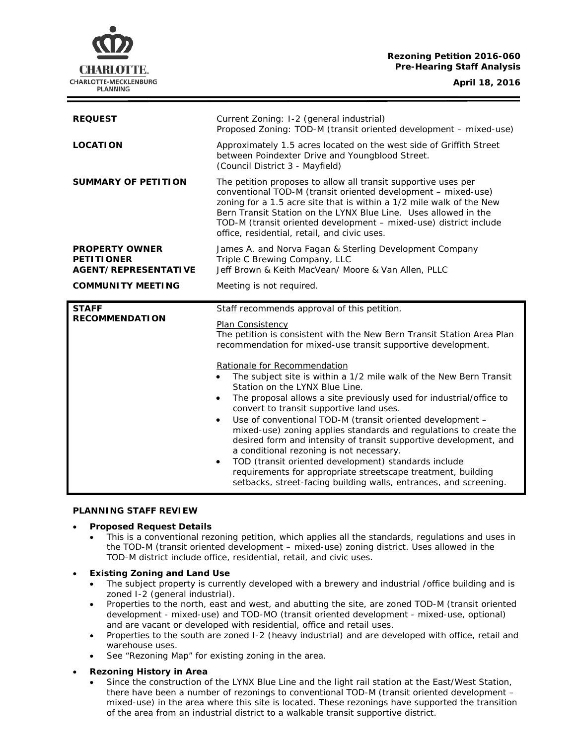**Rezoning Petition 2016-060**
**Pre-Hearing Staff Analysis**

**April 18, 2016**

| | |
|---|---|
| **REQUEST** | Current Zoning: I-2 (general industrial)<br>Proposed Zoning: TOD-M (transit oriented development – mixed-use) |
| **LOCATION** | Approximately 1.5 acres located on the west side of Griffith Street between Poindexter Drive and Youngblood Street.<br>(Council District 3 - Mayfield) |
| **SUMMARY OF PETITION** | The petition proposes to allow all transit supportive uses per conventional TOD-M (transit oriented development – mixed-use) zoning for a 1.5 acre site that is within a 1/2 mile walk of the New Bern Transit Station on the LYNX Blue Line. Uses allowed in the TOD-M (transit oriented development – mixed-use) district include office, residential, retail, and civic uses. |
| **PROPERTY OWNER**<br>**PETITIONER**<br>**AGENT/REPRESENTATIVE** | James A. and Norva Fagan & Sterling Development Company<br>Triple C Brewing Company, LLC<br>Jeff Brown & Keith MacVean/ Moore & Van Allen, PLLC |
| **COMMUNITY MEETING** | Meeting is not required. |

| | |
|---|---|
| **STAFF RECOMMENDATION** | Staff recommends approval of this petition.<br><br>Plan Consistency<br>The petition is consistent with the New Bern Transit Station Area Plan recommendation for mixed-use transit supportive development.<br><br>Rationale for Recommendation<br>• The subject site is within a 1/2 mile walk of the New Bern Transit Station on the LYNX Blue Line.<br>• The proposal allows a site previously used for industrial/office to convert to transit supportive land uses.<br>• Use of conventional TOD-M (transit oriented development – mixed-use) zoning applies standards and regulations to create the desired form and intensity of transit supportive development, and a conditional rezoning is not necessary.<br>• TOD (transit oriented development) standards include requirements for appropriate streetscape treatment, building setbacks, street-facing building walls, entrances, and screening. |

**PLANNING STAFF REVIEW**

- **Proposed Request Details**
  - This is a conventional rezoning petition, which applies all the standards, regulations and uses in the TOD-M (transit oriented development – mixed-use) zoning district. Uses allowed in the TOD-M district include office, residential, retail, and civic uses.
- **Existing Zoning and Land Use**
  - The subject property is currently developed with a brewery and industrial /office building and is zoned I-2 (general industrial).
  - Properties to the north, east and west, and abutting the site, are zoned TOD-M (transit oriented development - mixed-use) and TOD-MO (transit oriented development - mixed-use, optional) and are vacant or developed with residential, office and retail uses.
  - Properties to the south are zoned I-2 (heavy industrial) and are developed with office, retail and warehouse uses.
  - See "Rezoning Map" for existing zoning in the area.
- **Rezoning History in Area**
  - Since the construction of the LYNX Blue Line and the light rail station at the East/West Station, there have been a number of rezonings to conventional TOD-M (transit oriented development – mixed-use) in the area where this site is located. These rezonings have supported the transition of the area from an industrial district to a walkable transit supportive district.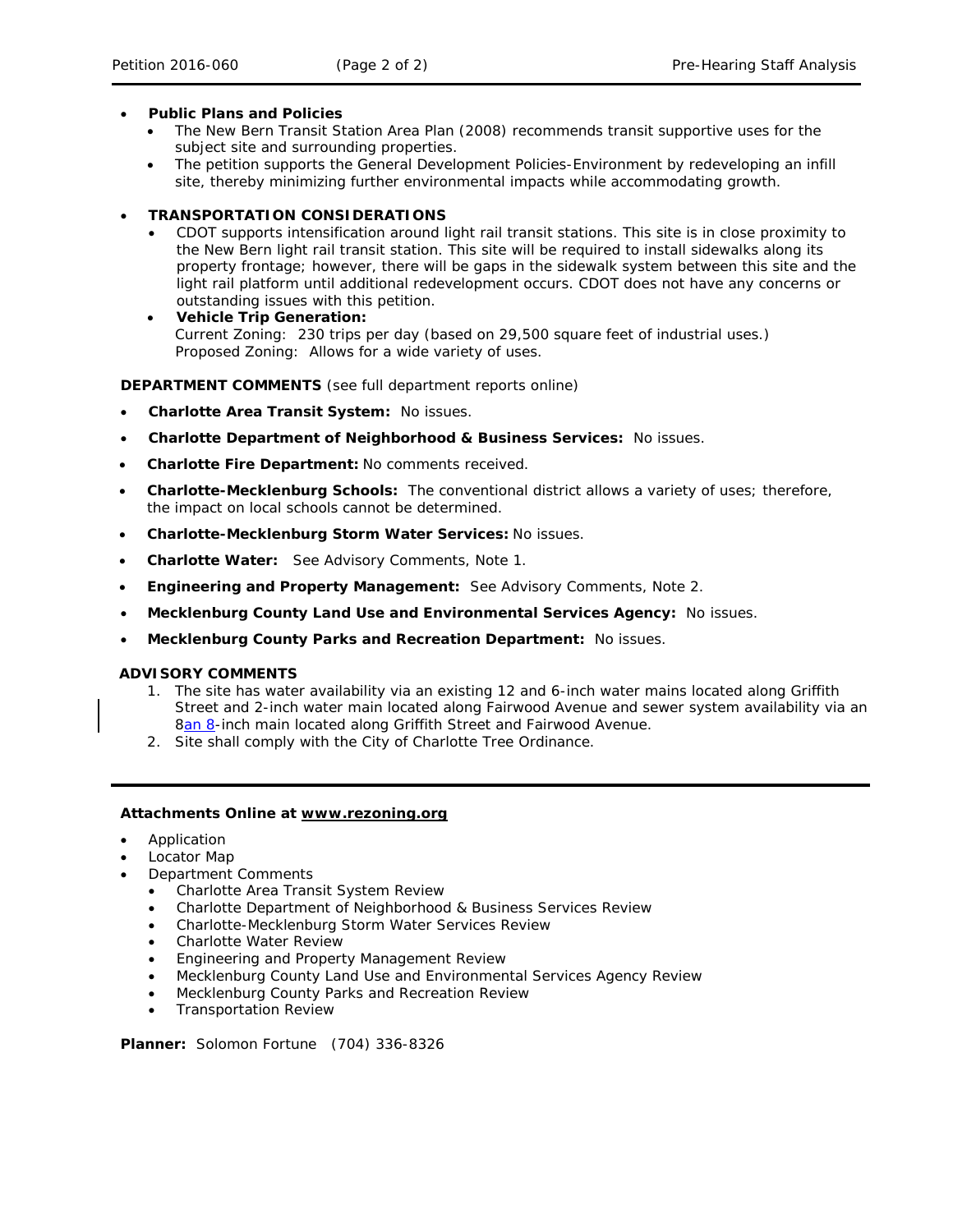- **Public Plans and Policies**
  - The New Bern Transit Station Area Plan (2008) recommends transit supportive uses for the subject site and surrounding properties.
  - The petition supports the General Development Policies-Environment by redeveloping an infill site, thereby minimizing further environmental impacts while accommodating growth.

- **TRANSPORTATION CONSIDERATIONS**
  - CDOT supports intensification around light rail transit stations. This site is in close proximity to the New Bern light rail transit station. This site will be required to install sidewalks along its property frontage; however, there will be gaps in the sidewalk system between this site and the light rail platform until additional redevelopment occurs. CDOT does not have any concerns or outstanding issues with this petition.
  - **Vehicle Trip Generation:**
    Current Zoning: 230 trips per day (based on 29,500 square feet of industrial uses.)
    Proposed Zoning: Allows for a wide variety of uses.

**DEPARTMENT COMMENTS** (see full department reports online)

- **Charlotte Area Transit System:** No issues.
- **Charlotte Department of Neighborhood & Business Services:** No issues.
- **Charlotte Fire Department:** No comments received.
- **Charlotte-Mecklenburg Schools:** The conventional district allows a variety of uses; therefore, the impact on local schools cannot be determined.
- **Charlotte-Mecklenburg Storm Water Services:** No issues.
- **Charlotte Water:** See Advisory Comments, Note 1.
- **Engineering and Property Management:** See Advisory Comments, Note 2.
- **Mecklenburg County Land Use and Environmental Services Agency:** No issues.
- **Mecklenburg County Parks and Recreation Department:** No issues.

**ADVISORY COMMENTS**

1. The site has water availability via an existing 12 and 6-inch water mains located along Griffith Street and 2-inch water main located along Fairwood Avenue and sewer system availability via an 8an 8-inch main located along Griffith Street and Fairwood Avenue.
2. Site shall comply with the City of Charlotte Tree Ordinance.

---

**Attachments Online at www.rezoning.org**

- Application
- Locator Map
- Department Comments
  - Charlotte Area Transit System Review
  - Charlotte Department of Neighborhood & Business Services Review
  - Charlotte-Mecklenburg Storm Water Services Review
  - Charlotte Water Review
  - Engineering and Property Management Review
  - Mecklenburg County Land Use and Environmental Services Agency Review
  - Mecklenburg County Parks and Recreation Review
  - Transportation Review

**Planner:** Solomon Fortune (704) 336-8326